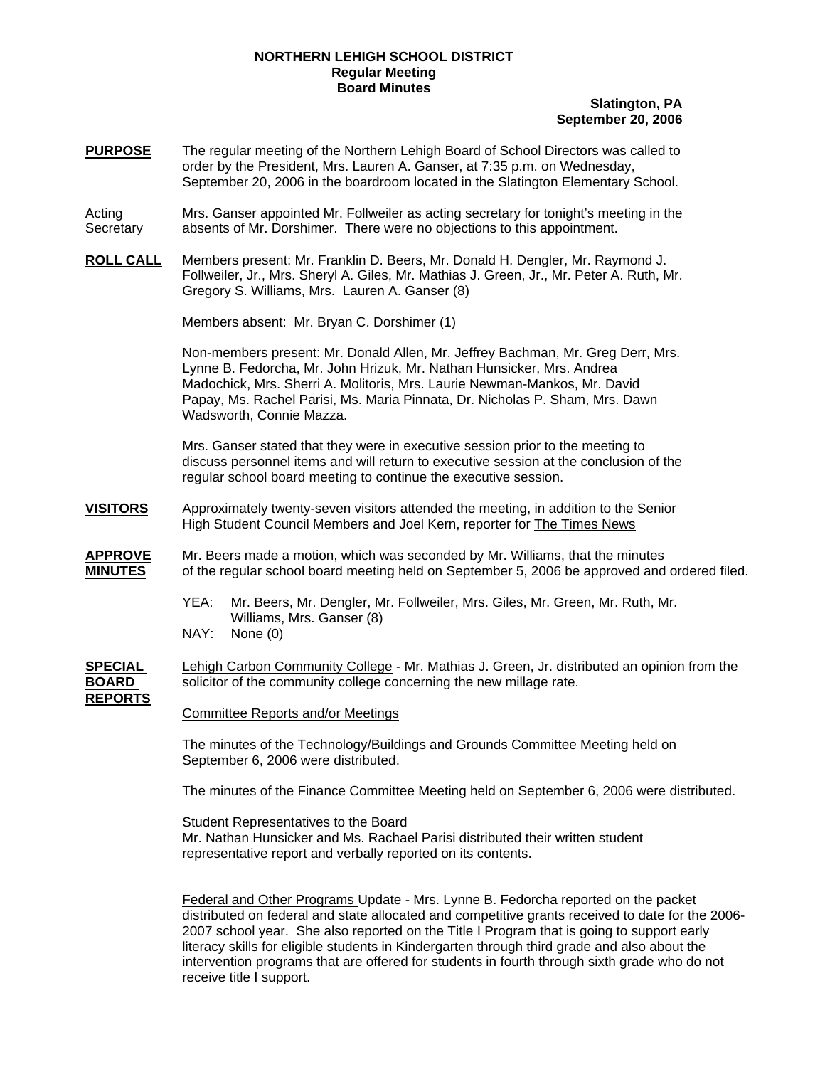**NORTHERN LEHIGH SCHOOL DISTRICT**
**Regular Meeting**
**Board Minutes**

**Slatington, PA**
**September 20, 2006**

**PURPOSE** The regular meeting of the Northern Lehigh Board of School Directors was called to order by the President, Mrs. Lauren A. Ganser, at 7:35 p.m. on Wednesday, September 20, 2006 in the boardroom located in the Slatington Elementary School.

Acting Secretary Mrs. Ganser appointed Mr. Follweiler as acting secretary for tonight's meeting in the absents of Mr. Dorshimer. There were no objections to this appointment.

**ROLL CALL** Members present: Mr. Franklin D. Beers, Mr. Donald H. Dengler, Mr. Raymond J. Follweiler, Jr., Mrs. Sheryl A. Giles, Mr. Mathias J. Green, Jr., Mr. Peter A. Ruth, Mr. Gregory S. Williams, Mrs. Lauren A. Ganser (8)

Members absent: Mr. Bryan C. Dorshimer (1)

Non-members present: Mr. Donald Allen, Mr. Jeffrey Bachman, Mr. Greg Derr, Mrs. Lynne B. Fedorcha, Mr. John Hrizuk, Mr. Nathan Hunsicker, Mrs. Andrea Madochick, Mrs. Sherri A. Molitoris, Mrs. Laurie Newman-Mankos, Mr. David Papay, Ms. Rachel Parisi, Ms. Maria Pinnata, Dr. Nicholas P. Sham, Mrs. Dawn Wadsworth, Connie Mazza.

Mrs. Ganser stated that they were in executive session prior to the meeting to discuss personnel items and will return to executive session at the conclusion of the regular school board meeting to continue the executive session.

**VISITORS** Approximately twenty-seven visitors attended the meeting, in addition to the Senior High Student Council Members and Joel Kern, reporter for The Times News

**APPROVE MINUTES** Mr. Beers made a motion, which was seconded by Mr. Williams, that the minutes of the regular school board meeting held on September 5, 2006 be approved and ordered filed.

YEA: Mr. Beers, Mr. Dengler, Mr. Follweiler, Mrs. Giles, Mr. Green, Mr. Ruth, Mr. Williams, Mrs. Ganser (8)
NAY: None (0)

**SPECIAL BOARD REPORTS** Lehigh Carbon Community College - Mr. Mathias J. Green, Jr. distributed an opinion from the solicitor of the community college concerning the new millage rate.

Committee Reports and/or Meetings

The minutes of the Technology/Buildings and Grounds Committee Meeting held on September 6, 2006 were distributed.

The minutes of the Finance Committee Meeting held on September 6, 2006 were distributed.

Student Representatives to the Board
Mr. Nathan Hunsicker and Ms. Rachael Parisi distributed their written student representative report and verbally reported on its contents.

Federal and Other Programs Update - Mrs. Lynne B. Fedorcha reported on the packet distributed on federal and state allocated and competitive grants received to date for the 2006-2007 school year. She also reported on the Title I Program that is going to support early literacy skills for eligible students in Kindergarten through third grade and also about the intervention programs that are offered for students in fourth through sixth grade who do not receive title I support.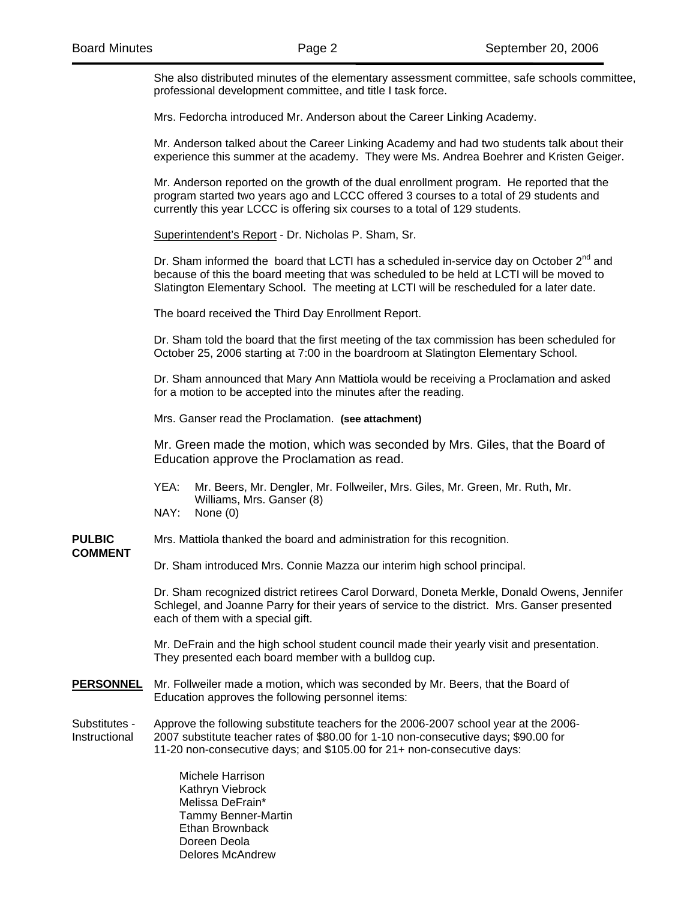She also distributed minutes of the elementary assessment committee, safe schools committee, professional development committee, and title I task force.

Mrs. Fedorcha introduced Mr. Anderson about the Career Linking Academy.

Mr. Anderson talked about the Career Linking Academy and had two students talk about their experience this summer at the academy. They were Ms. Andrea Boehrer and Kristen Geiger.

Mr. Anderson reported on the growth of the dual enrollment program. He reported that the program started two years ago and LCCC offered 3 courses to a total of 29 students and currently this year LCCC is offering six courses to a total of 129 students.

Superintendent's Report - Dr. Nicholas P. Sham, Sr.

Dr. Sham informed the board that LCTI has a scheduled in-service day on October 2nd and because of this the board meeting that was scheduled to be held at LCTI will be moved to Slatington Elementary School. The meeting at LCTI will be rescheduled for a later date.

The board received the Third Day Enrollment Report.

Dr. Sham told the board that the first meeting of the tax commission has been scheduled for October 25, 2006 starting at 7:00 in the boardroom at Slatington Elementary School.

Dr. Sham announced that Mary Ann Mattiola would be receiving a Proclamation and asked for a motion to be accepted into the minutes after the reading.

Mrs. Ganser read the Proclamation. **(see attachment)**

Mr. Green made the motion, which was seconded by Mrs. Giles, that the Board of Education approve the Proclamation as read.

YEA: Mr. Beers, Mr. Dengler, Mr. Follweiler, Mrs. Giles, Mr. Green, Mr. Ruth, Mr. Williams, Mrs. Ganser (8)
NAY: None (0)

**PULBIC COMMENT**

Mrs. Mattiola thanked the board and administration for this recognition.

Dr. Sham introduced Mrs. Connie Mazza our interim high school principal.

Dr. Sham recognized district retirees Carol Dorward, Doneta Merkle, Donald Owens, Jennifer Schlegel, and Joanne Parry for their years of service to the district. Mrs. Ganser presented each of them with a special gift.

Mr. DeFrain and the high school student council made their yearly visit and presentation. They presented each board member with a bulldog cup.

**PERSONNEL**

Mr. Follweiler made a motion, which was seconded by Mr. Beers, that the Board of Education approves the following personnel items:

Substitutes - Instructional

Approve the following substitute teachers for the 2006-2007 school year at the 2006-2007 substitute teacher rates of $80.00 for 1-10 non-consecutive days; $90.00 for 11-20 non-consecutive days; and $105.00 for 21+ non-consecutive days:

Michele Harrison
Kathryn Viebrock
Melissa DeFrain*
Tammy Benner-Martin
Ethan Brownback
Doreen Deola
Delores McAndrew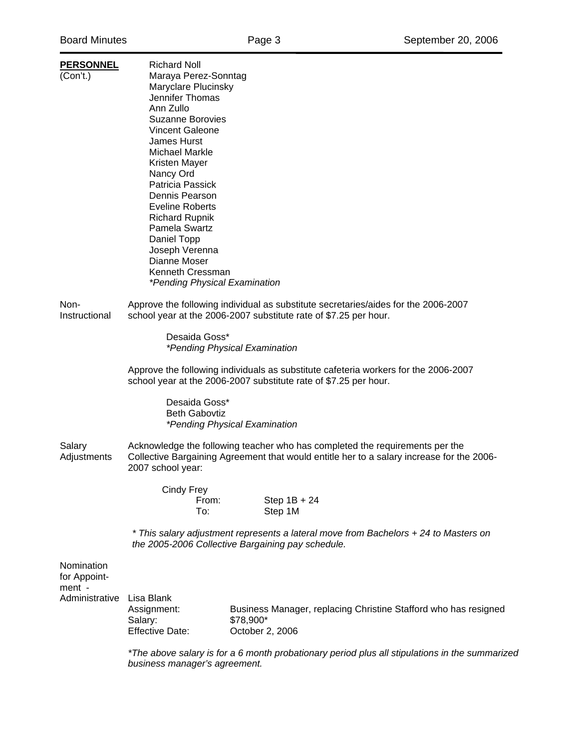**PERSONNEL** (Con't.)

Richard Noll
Maraya Perez-Sonntag
Maryclare Plucinsky
Jennifer Thomas
Ann Zullo
Suzanne Borovies
Vincent Galeone
James Hurst
Michael Markle
Kristen Mayer
Nancy Ord
Patricia Passick
Dennis Pearson
Eveline Roberts
Richard Rupnik
Pamela Swartz
Daniel Topp
Joseph Verenna
Dianne Moser
Kenneth Cressman
*\*Pending Physical Examination*

**Non-Instructional**

Approve the following individual as substitute secretaries/aides for the 2006-2007 school year at the 2006-2007 substitute rate of $7.25 per hour.

Desaida Goss*
*\*Pending Physical Examination*

Approve the following individuals as substitute cafeteria workers for the 2006-2007 school year at the 2006-2007 substitute rate of $7.25 per hour.

Desaida Goss*
Beth Gabovtiz
*\*Pending Physical Examination*

**Salary Adjustments**

Acknowledge the following teacher who has completed the requirements per the Collective Bargaining Agreement that would entitle her to a salary increase for the 2006-2007 school year:

Cindy Frey
From: Step 1B + 24
To: Step 1M

*\* This salary adjustment represents a lateral move from Bachelors + 24 to Masters on the 2005-2006 Collective Bargaining pay schedule.*

**Nomination for Appointment - Administrative**

Lisa Blank
Assignment: Business Manager, replacing Christine Stafford who has resigned
Salary: $78,900*
Effective Date: October 2, 2006

*\*The above salary is for a 6 month probationary period plus all stipulations in the summarized business manager's agreement.*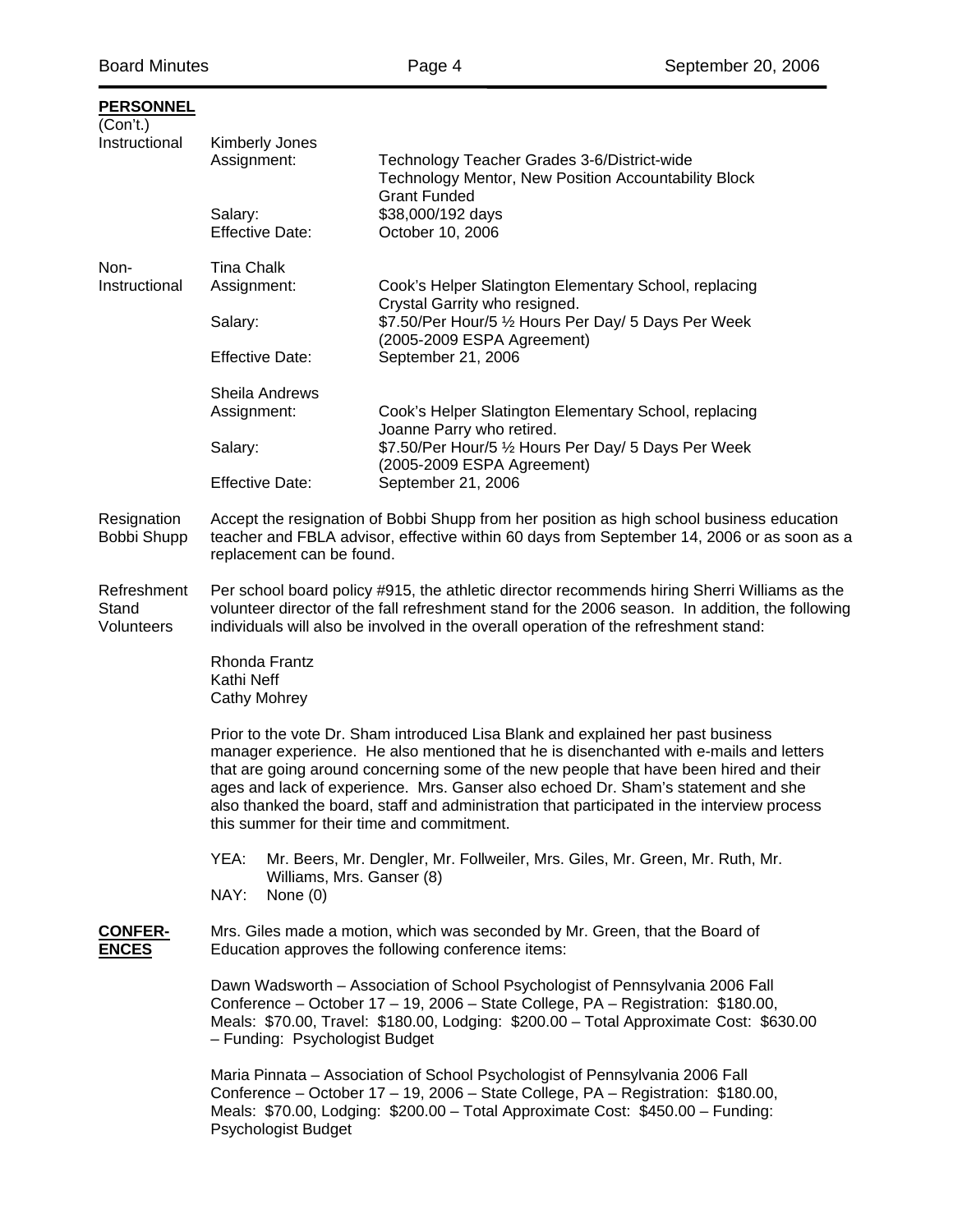**PERSONNEL**
(Con't.)

Instructional

Kimberly Jones

| | |
|---|---|
| Assignment: | Technology Teacher Grades 3-6/District-wide Technology Mentor, New Position Accountability Block Grant Funded |
| Salary: | $38,000/192 days |
| Effective Date: | October 10, 2006 |

Non-Instructional

Tina Chalk

| | |
|---|---|
| Assignment: | Cook's Helper Slatington Elementary School, replacing Crystal Garrity who resigned. |
| Salary: | $7.50/Per Hour/5 ½ Hours Per Day/ 5 Days Per Week (2005-2009 ESPA Agreement) |
| Effective Date: | September 21, 2006 |

Sheila Andrews

| | |
|---|---|
| Assignment: | Cook's Helper Slatington Elementary School, replacing Joanne Parry who retired. |
| Salary: | $7.50/Per Hour/5 ½ Hours Per Day/ 5 Days Per Week (2005-2009 ESPA Agreement) |
| Effective Date: | September 21, 2006 |

Resignation Bobbi Shupp

Accept the resignation of Bobbi Shupp from her position as high school business education teacher and FBLA advisor, effective within 60 days from September 14, 2006 or as soon as a replacement can be found.

Refreshment Stand Volunteers

Per school board policy #915, the athletic director recommends hiring Sherri Williams as the volunteer director of the fall refreshment stand for the 2006 season. In addition, the following individuals will also be involved in the overall operation of the refreshment stand:

Rhonda Frantz
Kathi Neff
Cathy Mohrey

Prior to the vote Dr. Sham introduced Lisa Blank and explained her past business manager experience. He also mentioned that he is disenchanted with e-mails and letters that are going around concerning some of the new people that have been hired and their ages and lack of experience. Mrs. Ganser also echoed Dr. Sham's statement and she also thanked the board, staff and administration that participated in the interview process this summer for their time and commitment.

YEA: Mr. Beers, Mr. Dengler, Mr. Follweiler, Mrs. Giles, Mr. Green, Mr. Ruth, Mr. Williams, Mrs. Ganser (8)
NAY: None (0)

**CONFERENCES**

Mrs. Giles made a motion, which was seconded by Mr. Green, that the Board of Education approves the following conference items:

Dawn Wadsworth – Association of School Psychologist of Pennsylvania 2006 Fall Conference – October 17 – 19, 2006 – State College, PA – Registration: $180.00, Meals: $70.00, Travel: $180.00, Lodging: $200.00 – Total Approximate Cost: $630.00 – Funding: Psychologist Budget

Maria Pinnata – Association of School Psychologist of Pennsylvania 2006 Fall Conference – October 17 – 19, 2006 – State College, PA – Registration: $180.00, Meals: $70.00, Lodging: $200.00 – Total Approximate Cost: $450.00 – Funding: Psychologist Budget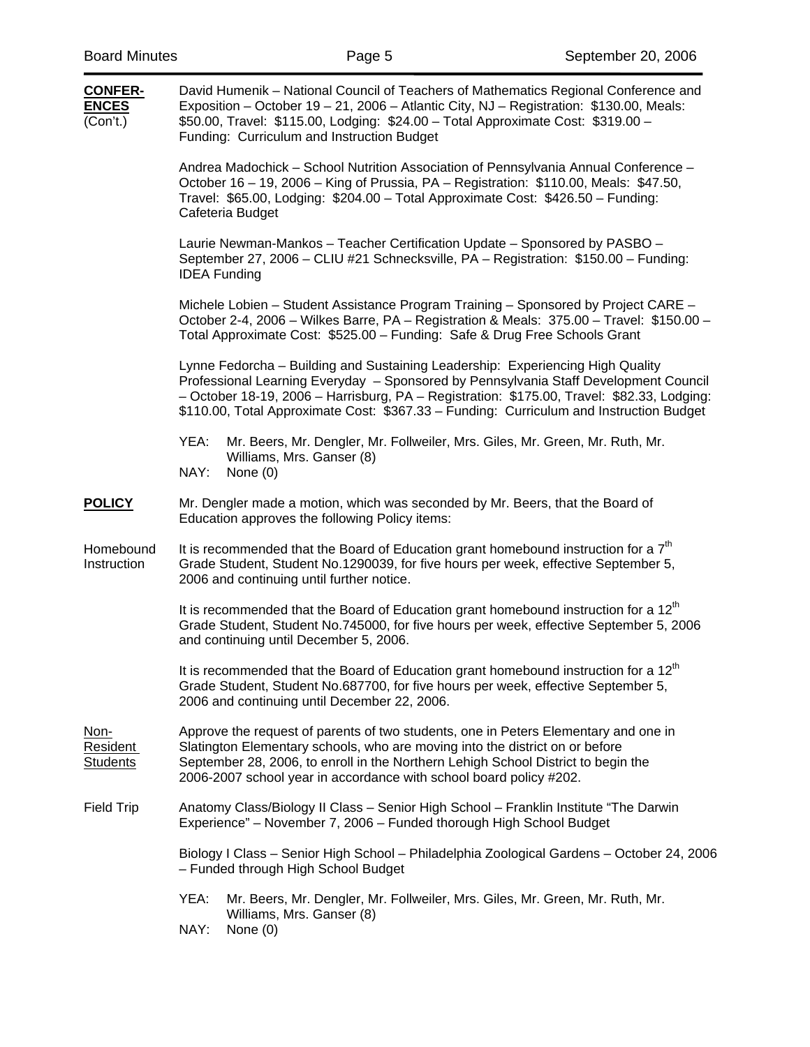**CONFERENCES** (Con't.)

David Humenik – National Council of Teachers of Mathematics Regional Conference and Exposition – October 19 – 21, 2006 – Atlantic City, NJ – Registration: $130.00, Meals: $50.00, Travel: $115.00, Lodging: $24.00 – Total Approximate Cost: $319.00 – Funding: Curriculum and Instruction Budget

Andrea Madochick – School Nutrition Association of Pennsylvania Annual Conference – October 16 – 19, 2006 – King of Prussia, PA – Registration: $110.00, Meals: $47.50, Travel: $65.00, Lodging: $204.00 – Total Approximate Cost: $426.50 – Funding: Cafeteria Budget

Laurie Newman-Mankos – Teacher Certification Update – Sponsored by PASBO – September 27, 2006 – CLIU #21 Schnecksville, PA – Registration: $150.00 – Funding: IDEA Funding

Michele Lobien – Student Assistance Program Training – Sponsored by Project CARE – October 2-4, 2006 – Wilkes Barre, PA – Registration & Meals: 375.00 – Travel: $150.00 – Total Approximate Cost: $525.00 – Funding: Safe & Drug Free Schools Grant

Lynne Fedorcha – Building and Sustaining Leadership: Experiencing High Quality Professional Learning Everyday – Sponsored by Pennsylvania Staff Development Council – October 18-19, 2006 – Harrisburg, PA – Registration: $175.00, Travel: $82.33, Lodging: $110.00, Total Approximate Cost: $367.33 – Funding: Curriculum and Instruction Budget

YEA: Mr. Beers, Mr. Dengler, Mr. Follweiler, Mrs. Giles, Mr. Green, Mr. Ruth, Mr. Williams, Mrs. Ganser (8)
NAY: None (0)

**POLICY**

Mr. Dengler made a motion, which was seconded by Mr. Beers, that the Board of Education approves the following Policy items:

Homebound Instruction

It is recommended that the Board of Education grant homebound instruction for a 7th Grade Student, Student No.1290039, for five hours per week, effective September 5, 2006 and continuing until further notice.

It is recommended that the Board of Education grant homebound instruction for a 12th Grade Student, Student No.745000, for five hours per week, effective September 5, 2006 and continuing until December 5, 2006.

It is recommended that the Board of Education grant homebound instruction for a 12th Grade Student, Student No.687700, for five hours per week, effective September 5, 2006 and continuing until December 22, 2006.

Non-Resident Students

Approve the request of parents of two students, one in Peters Elementary and one in Slatington Elementary schools, who are moving into the district on or before September 28, 2006, to enroll in the Northern Lehigh School District to begin the 2006-2007 school year in accordance with school board policy #202.

Field Trip

Anatomy Class/Biology II Class – Senior High School – Franklin Institute "The Darwin Experience" – November 7, 2006 – Funded thorough High School Budget

Biology I Class – Senior High School – Philadelphia Zoological Gardens – October 24, 2006 – Funded through High School Budget

YEA: Mr. Beers, Mr. Dengler, Mr. Follweiler, Mrs. Giles, Mr. Green, Mr. Ruth, Mr. Williams, Mrs. Ganser (8)
NAY: None (0)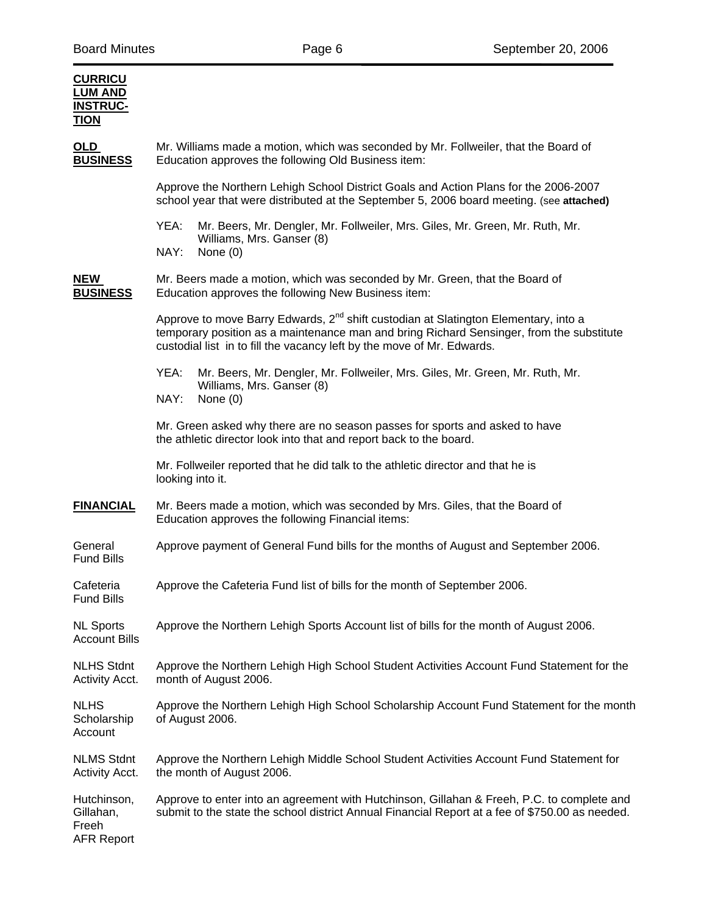**CURRICULUM AND INSTRUCTION**

**OLD BUSINESS**

Mr. Williams made a motion, which was seconded by Mr. Follweiler, that the Board of Education approves the following Old Business item:

Approve the Northern Lehigh School District Goals and Action Plans for the 2006-2007 school year that were distributed at the September 5, 2006 board meeting. (see **attached)**

YEA: Mr. Beers, Mr. Dengler, Mr. Follweiler, Mrs. Giles, Mr. Green, Mr. Ruth, Mr. Williams, Mrs. Ganser (8)
NAY: None (0)

**NEW BUSINESS**

Mr. Beers made a motion, which was seconded by Mr. Green, that the Board of Education approves the following New Business item:

Approve to move Barry Edwards, 2nd shift custodian at Slatington Elementary, into a temporary position as a maintenance man and bring Richard Sensinger, from the substitute custodial list in to fill the vacancy left by the move of Mr. Edwards.

YEA: Mr. Beers, Mr. Dengler, Mr. Follweiler, Mrs. Giles, Mr. Green, Mr. Ruth, Mr. Williams, Mrs. Ganser (8)
NAY: None (0)

Mr. Green asked why there are no season passes for sports and asked to have the athletic director look into that and report back to the board.

Mr. Follweiler reported that he did talk to the athletic director and that he is looking into it.

**FINANCIAL**

Mr. Beers made a motion, which was seconded by Mrs. Giles, that the Board of Education approves the following Financial items:

General Fund Bills — Approve payment of General Fund bills for the months of August and September 2006.

Cafeteria Fund Bills — Approve the Cafeteria Fund list of bills for the month of September 2006.

NL Sports Account Bills — Approve the Northern Lehigh Sports Account list of bills for the month of August 2006.

NLHS Stdnt Activity Acct. — Approve the Northern Lehigh High School Student Activities Account Fund Statement for the month of August 2006.

NLHS Scholarship Account — Approve the Northern Lehigh High School Scholarship Account Fund Statement for the month of August 2006.

NLMS Stdnt Activity Acct. — Approve the Northern Lehigh Middle School Student Activities Account Fund Statement for the month of August 2006.

Hutchinson, Gillahan, Freeh AFR Report — Approve to enter into an agreement with Hutchinson, Gillahan & Freeh, P.C. to complete and submit to the state the school district Annual Financial Report at a fee of $750.00 as needed.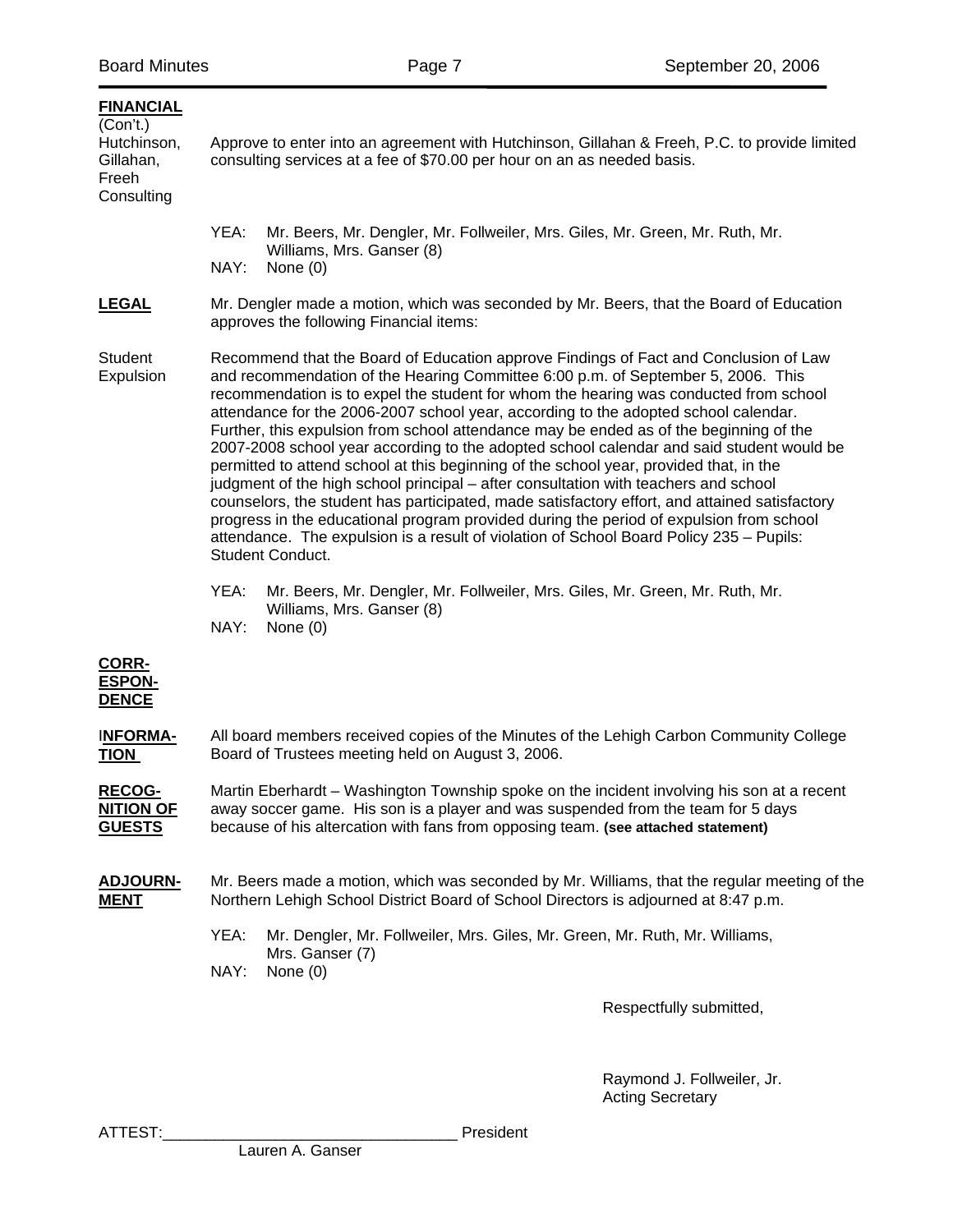**FINANCIAL** (Con't.)

Hutchinson, Gillahan, Freeh Consulting

Approve to enter into an agreement with Hutchinson, Gillahan & Freeh, P.C. to provide limited consulting services at a fee of $70.00 per hour on an as needed basis.

YEA: Mr. Beers, Mr. Dengler, Mr. Follweiler, Mrs. Giles, Mr. Green, Mr. Ruth, Mr. Williams, Mrs. Ganser (8)
NAY: None (0)

**LEGAL**

Mr. Dengler made a motion, which was seconded by Mr. Beers, that the Board of Education approves the following Financial items:

Student Expulsion

Recommend that the Board of Education approve Findings of Fact and Conclusion of Law and recommendation of the Hearing Committee 6:00 p.m. of September 5, 2006. This recommendation is to expel the student for whom the hearing was conducted from school attendance for the 2006-2007 school year, according to the adopted school calendar. Further, this expulsion from school attendance may be ended as of the beginning of the 2007-2008 school year according to the adopted school calendar and said student would be permitted to attend school at this beginning of the school year, provided that, in the judgment of the high school principal – after consultation with teachers and school counselors, the student has participated, made satisfactory effort, and attained satisfactory progress in the educational program provided during the period of expulsion from school attendance. The expulsion is a result of violation of School Board Policy 235 – Pupils: Student Conduct.

YEA: Mr. Beers, Mr. Dengler, Mr. Follweiler, Mrs. Giles, Mr. Green, Mr. Ruth, Mr. Williams, Mrs. Ganser (8)
NAY: None (0)

**CORRESPONDENCE**

**INFORMATION**

All board members received copies of the Minutes of the Lehigh Carbon Community College Board of Trustees meeting held on August 3, 2006.

**RECOGNITION OF GUESTS**

Martin Eberhardt – Washington Township spoke on the incident involving his son at a recent away soccer game. His son is a player and was suspended from the team for 5 days because of his altercation with fans from opposing team. **(see attached statement)**

**ADJOURNMENT**

Mr. Beers made a motion, which was seconded by Mr. Williams, that the regular meeting of the Northern Lehigh School District Board of School Directors is adjourned at 8:47 p.m.

YEA: Mr. Dengler, Mr. Follweiler, Mrs. Giles, Mr. Green, Mr. Ruth, Mr. Williams, Mrs. Ganser (7)
NAY: None (0)

Respectfully submitted,

Raymond J. Follweiler, Jr.
Acting Secretary

ATTEST:_________________________________ President
Lauren A. Ganser